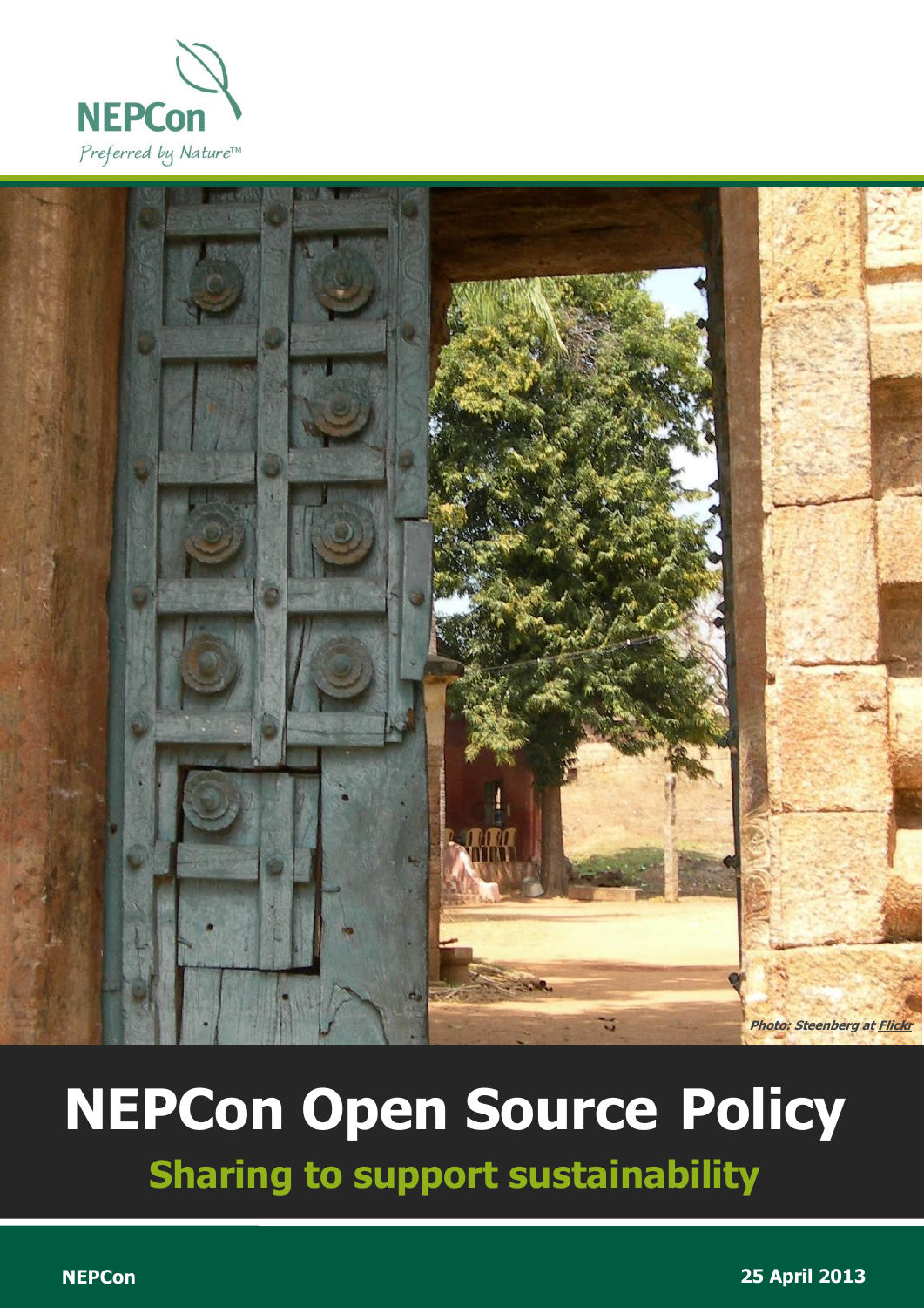NEPCon

*Preferred by Nature™*

*Photo: Steenberg at Flickr*

# NEPCon Open Source Policy

## Sharing to support sustainability

**NEPCon**

**25 April 2013**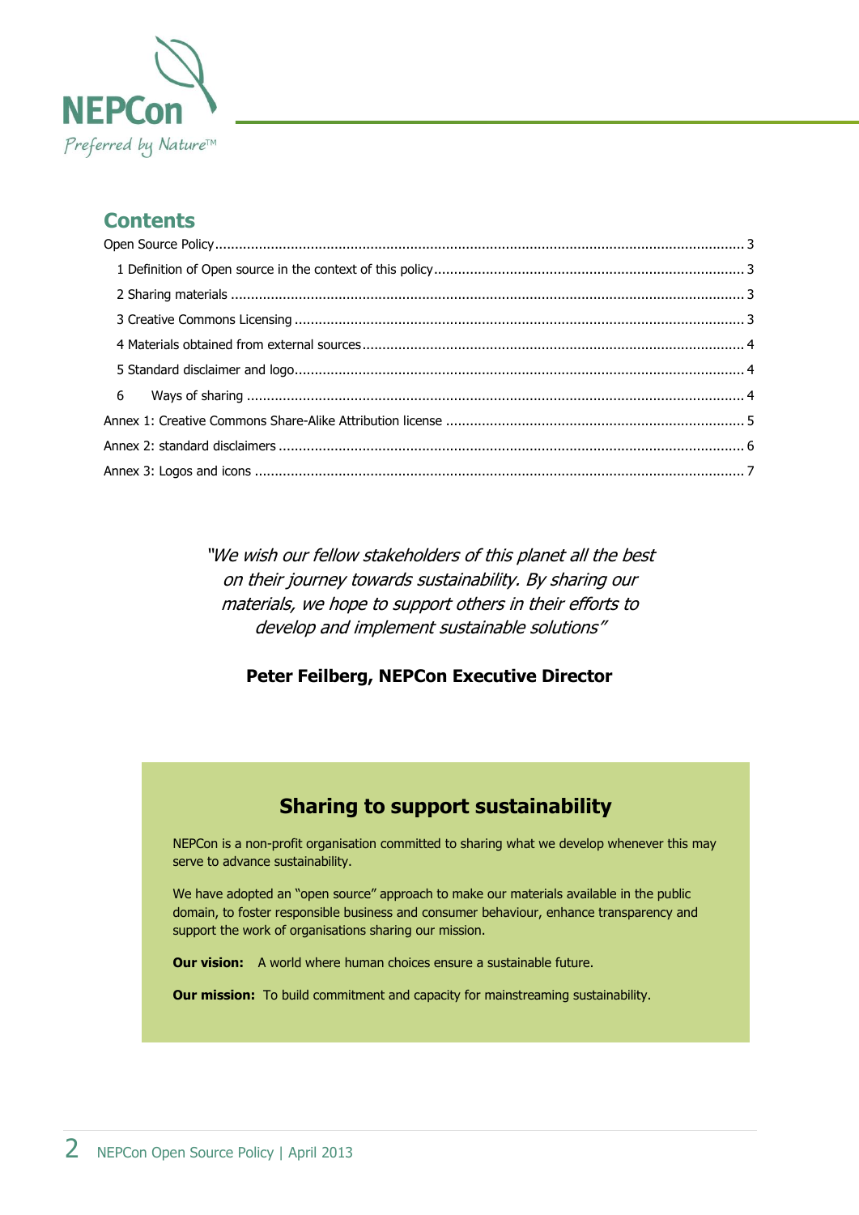NEPCon

*Preferred by Nature™*

## Contents

Open Source Policy ..... 3

- 1 Definition of Open source in the context of this policy ..... 3
- 2 Sharing materials ..... 3
- 3 Creative Commons Licensing ..... 3
- 4 Materials obtained from external sources ..... 4
- 5 Standard disclaimer and logo ..... 4
- 6 Ways of sharing ..... 4

Annex 1: Creative Commons Share-Alike Attribution license ..... 5

Annex 2: standard disclaimers ..... 6

Annex 3: Logos and icons ..... 7

*"We wish our fellow stakeholders of this planet all the best on their journey towards sustainability. By sharing our materials, we hope to support others in their efforts to develop and implement sustainable solutions"*

**Peter Feilberg, NEPCon Executive Director**

## Sharing to support sustainability

NEPCon is a non-profit organisation committed to sharing what we develop whenever this may serve to advance sustainability.

We have adopted an "open source" approach to make our materials available in the public domain, to foster responsible business and consumer behaviour, enhance transparency and support the work of organisations sharing our mission.

**Our vision:** A world where human choices ensure a sustainable future.

**Our mission:** To build commitment and capacity for mainstreaming sustainability.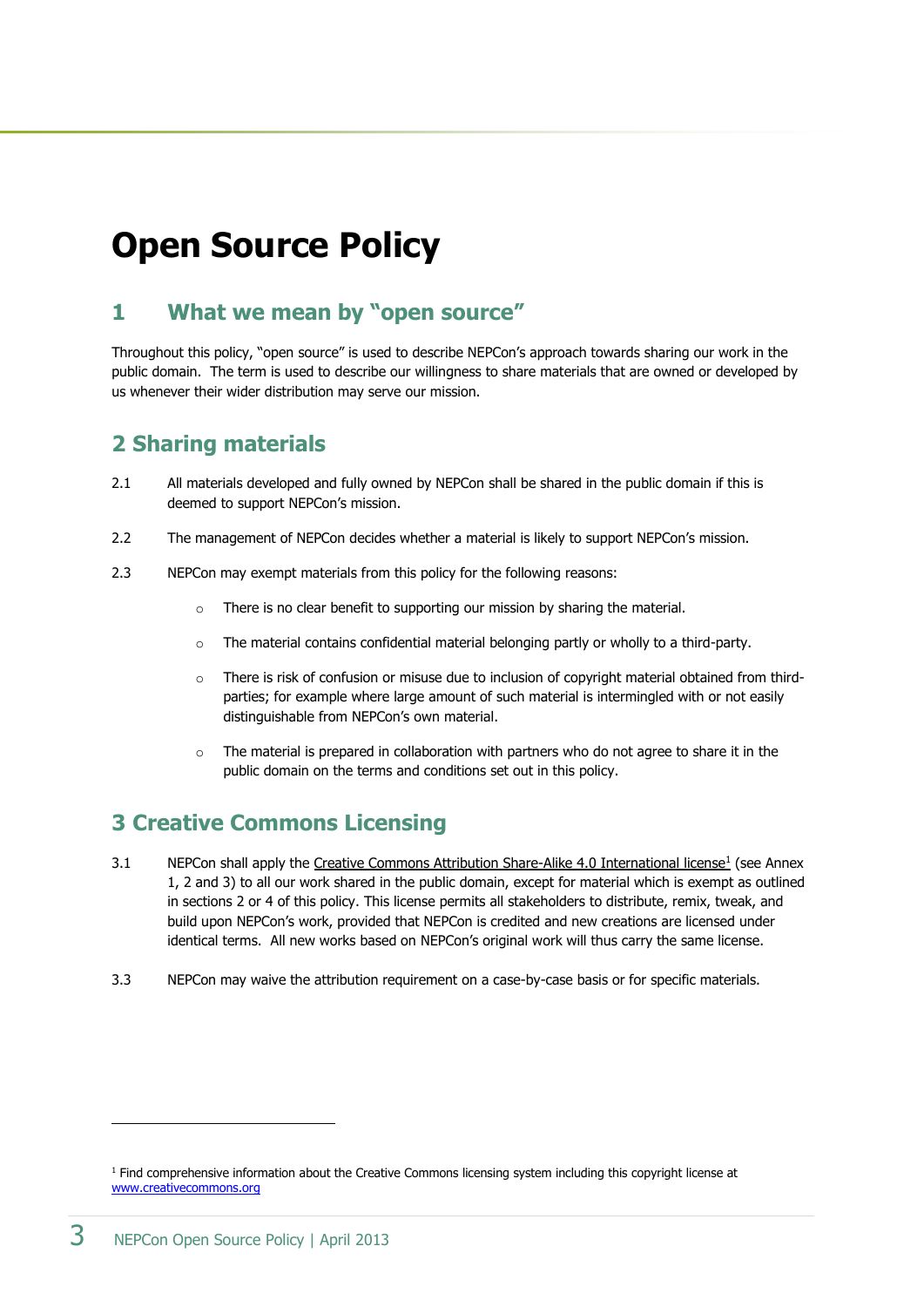# Open Source Policy

## 1 What we mean by "open source"

Throughout this policy, "open source" is used to describe NEPCon's approach towards sharing our work in the public domain. The term is used to describe our willingness to share materials that are owned or developed by us whenever their wider distribution may serve our mission.

## 2 Sharing materials

2.1 All materials developed and fully owned by NEPCon shall be shared in the public domain if this is deemed to support NEPCon's mission.

2.2 The management of NEPCon decides whether a material is likely to support NEPCon's mission.

2.3 NEPCon may exempt materials from this policy for the following reasons:

- There is no clear benefit to supporting our mission by sharing the material.
- The material contains confidential material belonging partly or wholly to a third-party.
- There is risk of confusion or misuse due to inclusion of copyright material obtained from third-parties; for example where large amount of such material is intermingled with or not easily distinguishable from NEPCon's own material.
- The material is prepared in collaboration with partners who do not agree to share it in the public domain on the terms and conditions set out in this policy.

## 3 Creative Commons Licensing

3.1 NEPCon shall apply the Creative Commons Attribution Share-Alike 4.0 International license[1] (see Annex 1, 2 and 3) to all our work shared in the public domain, except for material which is exempt as outlined in sections 2 or 4 of this policy. This license permits all stakeholders to distribute, remix, tweak, and build upon NEPCon's work, provided that NEPCon is credited and new creations are licensed under identical terms. All new works based on NEPCon's original work will thus carry the same license.

3.3 NEPCon may waive the attribution requirement on a case-by-case basis or for specific materials.

[1] Find comprehensive information about the Creative Commons licensing system including this copyright license at www.creativecommons.org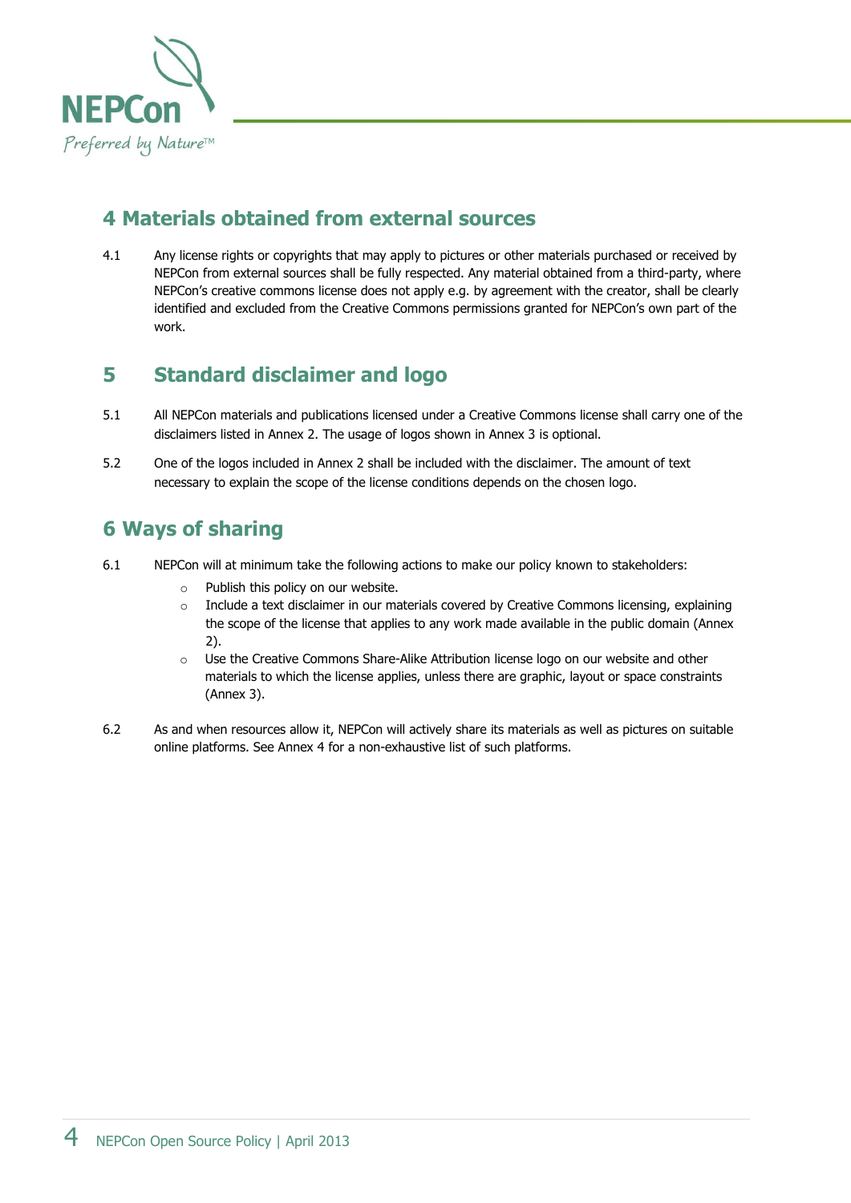## 4 Materials obtained from external sources

4.1 Any license rights or copyrights that may apply to pictures or other materials purchased or received by NEPCon from external sources shall be fully respected. Any material obtained from a third-party, where NEPCon's creative commons license does not apply e.g. by agreement with the creator, shall be clearly identified and excluded from the Creative Commons permissions granted for NEPCon's own part of the work.

## 5 Standard disclaimer and logo

5.1 All NEPCon materials and publications licensed under a Creative Commons license shall carry one of the disclaimers listed in Annex 2. The usage of logos shown in Annex 3 is optional.

5.2 One of the logos included in Annex 2 shall be included with the disclaimer. The amount of text necessary to explain the scope of the license conditions depends on the chosen logo.

## 6 Ways of sharing

6.1 NEPCon will at minimum take the following actions to make our policy known to stakeholders:

- Publish this policy on our website.
- Include a text disclaimer in our materials covered by Creative Commons licensing, explaining the scope of the license that applies to any work made available in the public domain (Annex 2).
- Use the Creative Commons Share-Alike Attribution license logo on our website and other materials to which the license applies, unless there are graphic, layout or space constraints (Annex 3).

6.2 As and when resources allow it, NEPCon will actively share its materials as well as pictures on suitable online platforms. See Annex 4 for a non-exhaustive list of such platforms.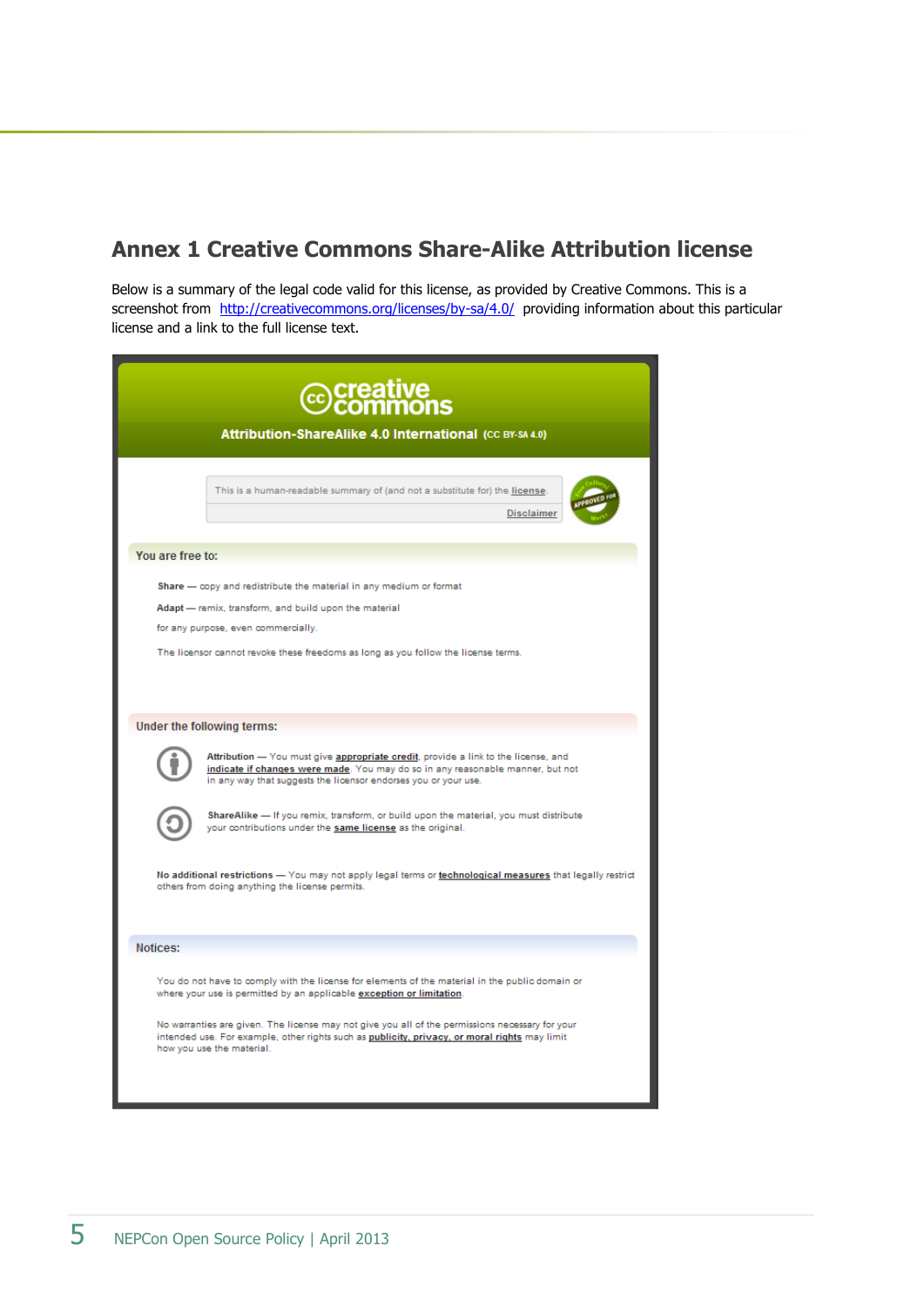## Annex 1 Creative Commons Share-Alike Attribution license

Below is a summary of the legal code valid for this license, as provided by Creative Commons. This is a screenshot from http://creativecommons.org/licenses/by-sa/4.0/ providing information about this particular license and a link to the full license text.

creative commons

**Attribution-ShareAlike 4.0 International** (CC BY-SA 4.0)

This is a human-readable summary of (and not a substitute for) the license.

Disclaimer

APPROVED FOR Free Cultural Works

**You are free to:**

**Share** — copy and redistribute the material in any medium or format

**Adapt** — remix, transform, and build upon the material

for any purpose, even commercially.

The licensor cannot revoke these freedoms as long as you follow the license terms.

**Under the following terms:**

**Attribution** — You must give appropriate credit, provide a link to the license, and indicate if changes were made. You may do so in any reasonable manner, but not in any way that suggests the licensor endorses you or your use.

**ShareAlike** — If you remix, transform, or build upon the material, you must distribute your contributions under the same license as the original.

**No additional restrictions** — You may not apply legal terms or technological measures that legally restrict others from doing anything the license permits.

**Notices:**

You do not have to comply with the license for elements of the material in the public domain or where your use is permitted by an applicable exception or limitation.

No warranties are given. The license may not give you all of the permissions necessary for your intended use. For example, other rights such as publicity, privacy, or moral rights may limit how you use the material.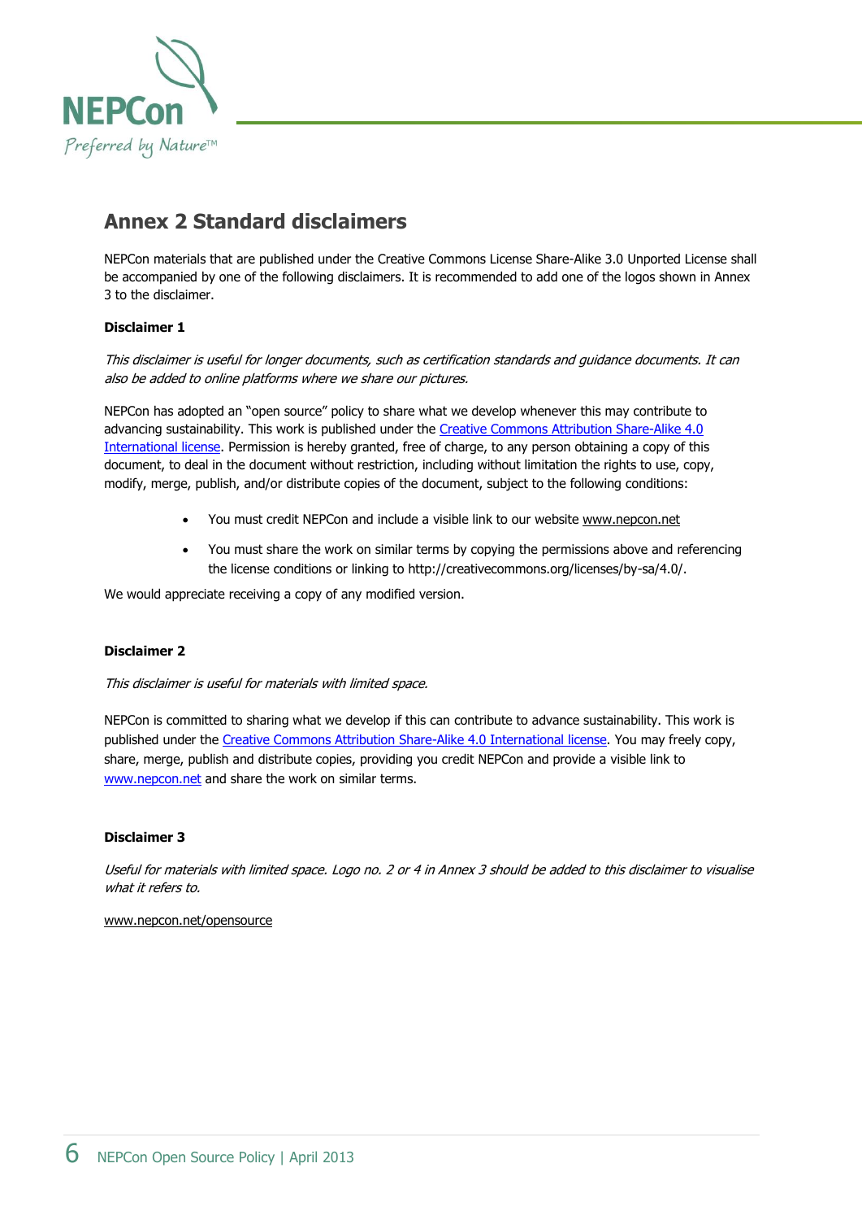# Annex 2 Standard disclaimers

NEPCon materials that are published under the Creative Commons License Share-Alike 3.0 Unported License shall be accompanied by one of the following disclaimers. It is recommended to add one of the logos shown in Annex 3 to the disclaimer.

**Disclaimer 1**

*This disclaimer is useful for longer documents, such as certification standards and guidance documents. It can also be added to online platforms where we share our pictures.*

NEPCon has adopted an "open source" policy to share what we develop whenever this may contribute to advancing sustainability. This work is published under the [Creative Commons Attribution Share-Alike 4.0 International license](http://creativecommons.org/licenses/by-sa/4.0/). Permission is hereby granted, free of charge, to any person obtaining a copy of this document, to deal in the document without restriction, including without limitation the rights to use, copy, modify, merge, publish, and/or distribute copies of the document, subject to the following conditions:

- You must credit NEPCon and include a visible link to our website www.nepcon.net
- You must share the work on similar terms by copying the permissions above and referencing the license conditions or linking to http://creativecommons.org/licenses/by-sa/4.0/.

We would appreciate receiving a copy of any modified version.

**Disclaimer 2**

*This disclaimer is useful for materials with limited space.*

NEPCon is committed to sharing what we develop if this can contribute to advance sustainability. This work is published under the [Creative Commons Attribution Share-Alike 4.0 International license](http://creativecommons.org/licenses/by-sa/4.0/). You may freely copy, share, merge, publish and distribute copies, providing you credit NEPCon and provide a visible link to [www.nepcon.net](http://www.nepcon.net) and share the work on similar terms.

**Disclaimer 3**

*Useful for materials with limited space. Logo no. 2 or 4 in Annex 3 should be added to this disclaimer to visualise what it refers to.*

www.nepcon.net/opensource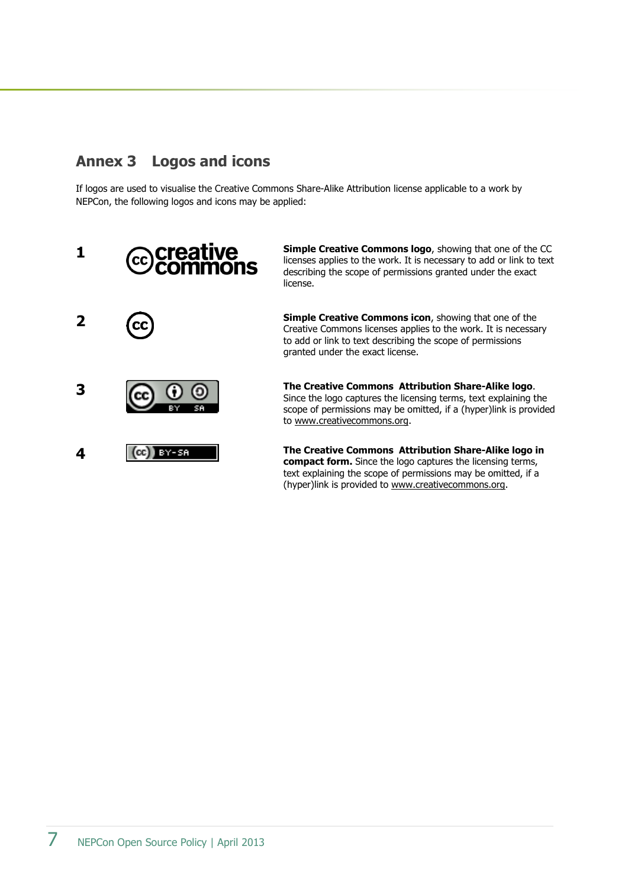## Annex 3 Logos and icons

If logos are used to visualise the Creative Commons Share-Alike Attribution license applicable to a work by NEPCon, the following logos and icons may be applied:

| | | |
|---|---|---|
| **1** | | **Simple Creative Commons logo**, showing that one of the CC licenses applies to the work. It is necessary to add or link to text describing the scope of permissions granted under the exact license. |
| **2** | | **Simple Creative Commons icon**, showing that one of the Creative Commons licenses applies to the work. It is necessary to add or link to text describing the scope of permissions granted under the exact license. |
| **3** | | **The Creative Commons Attribution Share-Alike logo**. Since the logo captures the licensing terms, text explaining the scope of permissions may be omitted, if a (hyper)link is provided to www.creativecommons.org. |
| **4** | | **The Creative Commons Attribution Share-Alike logo in compact form.** Since the logo captures the licensing terms, text explaining the scope of permissions may be omitted, if a (hyper)link is provided to www.creativecommons.org. |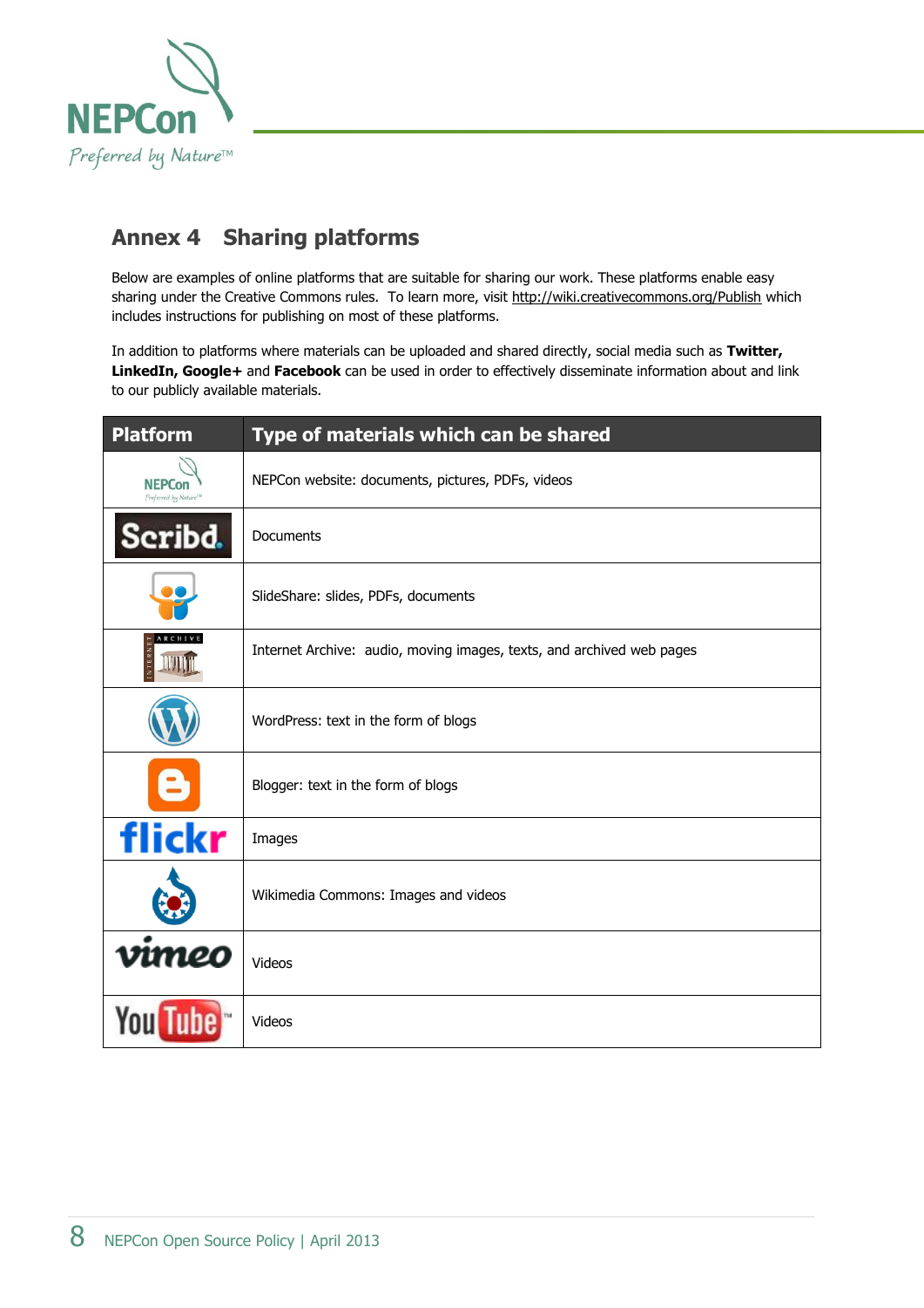# Annex 4 Sharing platforms

Below are examples of online platforms that are suitable for sharing our work. These platforms enable easy sharing under the Creative Commons rules. To learn more, visit http://wiki.creativecommons.org/Publish which includes instructions for publishing on most of these platforms.

In addition to platforms where materials can be uploaded and shared directly, social media such as **Twitter, LinkedIn, Google+** and **Facebook** can be used in order to effectively disseminate information about and link to our publicly available materials.

| Platform | Type of materials which can be shared |
|---|---|
| NEPCon | NEPCon website: documents, pictures, PDFs, videos |
| Scribd | Documents |
| SlideShare | SlideShare: slides, PDFs, documents |
| Internet Archive | Internet Archive: audio, moving images, texts, and archived web pages |
| WordPress | WordPress: text in the form of blogs |
| Blogger | Blogger: text in the form of blogs |
| flickr | Images |
| Wikimedia Commons | Wikimedia Commons: Images and videos |
| vimeo | Videos |
| YouTube | Videos |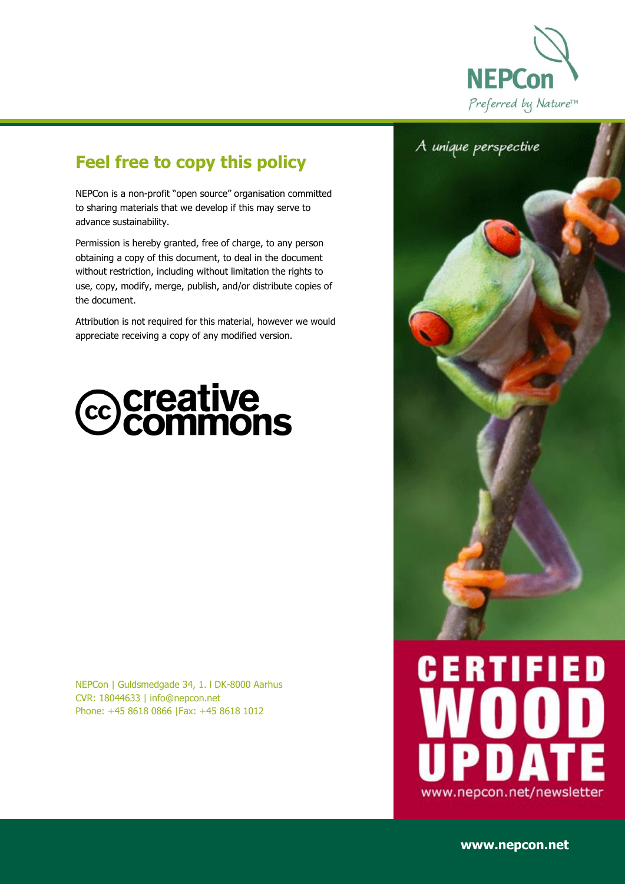NEPCon

Preferred by Nature™

## Feel free to copy this policy

NEPCon is a non-profit "open source" organisation committed to sharing materials that we develop if this may serve to advance sustainability.

Permission is hereby granted, free of charge, to any person obtaining a copy of this document, to deal in the document without restriction, including without limitation the rights to use, copy, modify, merge, publish, and/or distribute copies of the document.

Attribution is not required for this material, however we would appreciate receiving a copy of any modified version.

creative commons

NEPCon | Guldsmedgade 34, 1. l DK-8000 Aarhus
CVR: 18044633 | info@nepcon.net
Phone: +45 8618 0866 |Fax: +45 8618 1012

*A unique perspective*

CERTIFIED WOOD UPDATE

www.nepcon.net/newsletter

**www.nepcon.net**